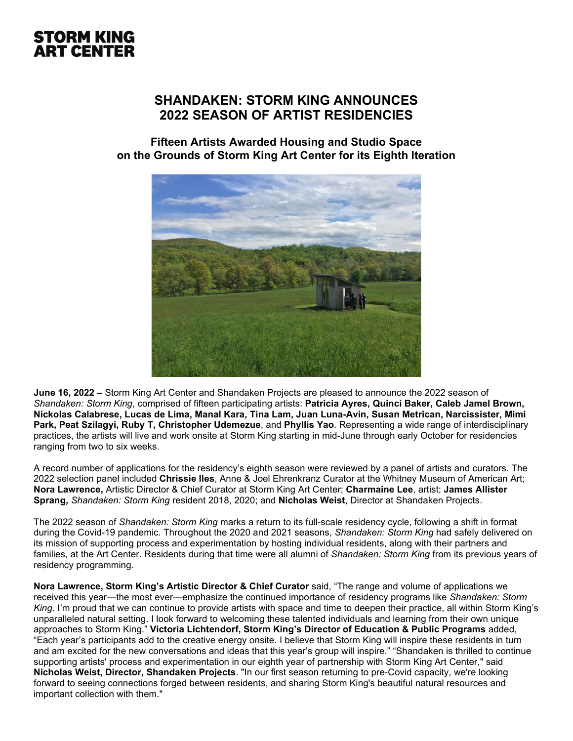**STORM KING ART CENTER**

# SHANDAKEN: STORM KING ANNOUNCES 2022 SEASON OF ARTIST RESIDENCIES

## Fifteen Artists Awarded Housing and Studio Space on the Grounds of Storm King Art Center for its Eighth Iteration

**June 16, 2022 –** Storm King Art Center and Shandaken Projects are pleased to announce the 2022 season of *Shandaken: Storm King*, comprised of fifteen participating artists: **Patricia Ayres, Quinci Baker, Caleb Jamel Brown, Nickolas Calabrese, Lucas de Lima, Manal Kara, Tina Lam, Juan Luna-Avin, Susan Metrican, Narcissister, Mimi Park, Peat Szilagyi, Ruby T, Christopher Udemezue**, and **Phyllis Yao**. Representing a wide range of interdisciplinary practices, the artists will live and work onsite at Storm King starting in mid-June through early October for residencies ranging from two to six weeks.

A record number of applications for the residency's eighth season were reviewed by a panel of artists and curators. The 2022 selection panel included **Chrissie Iles**, Anne & Joel Ehrenkranz Curator at the Whitney Museum of American Art; **Nora Lawrence,** Artistic Director & Chief Curator at Storm King Art Center; **Charmaine Lee**, artist; **James Allister Sprang,** *Shandaken: Storm King* resident 2018, 2020; and **Nicholas Weist**, Director at Shandaken Projects.

The 2022 season of *Shandaken: Storm King* marks a return to its full-scale residency cycle, following a shift in format during the Covid-19 pandemic. Throughout the 2020 and 2021 seasons, *Shandaken: Storm King* had safely delivered on its mission of supporting process and experimentation by hosting individual residents, along with their partners and families, at the Art Center. Residents during that time were all alumni of *Shandaken: Storm King* from its previous years of residency programming.

**Nora Lawrence, Storm King's Artistic Director & Chief Curator** said, "The range and volume of applications we received this year—the most ever—emphasize the continued importance of residency programs like *Shandaken: Storm King*. I'm proud that we can continue to provide artists with space and time to deepen their practice, all within Storm King's unparalleled natural setting. I look forward to welcoming these talented individuals and learning from their own unique approaches to Storm King." **Victoria Lichtendorf, Storm King's Director of Education & Public Programs** added, "Each year's participants add to the creative energy onsite. I believe that Storm King will inspire these residents in turn and am excited for the new conversations and ideas that this year's group will inspire." "Shandaken is thrilled to continue supporting artists' process and experimentation in our eighth year of partnership with Storm King Art Center," said **Nicholas Weist, Director, Shandaken Projects**. "In our first season returning to pre-Covid capacity, we're looking forward to seeing connections forged between residents, and sharing Storm King's beautiful natural resources and important collection with them."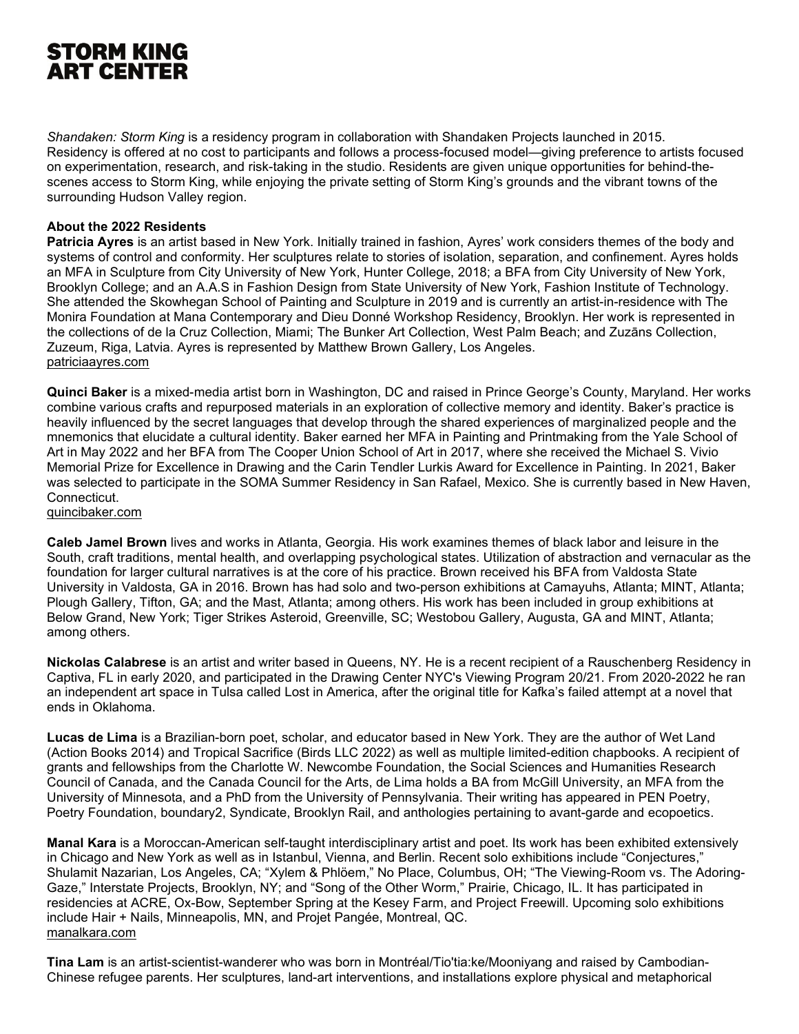# STORM KING ART CENTER

*Shandaken: Storm King* is a residency program in collaboration with Shandaken Projects launched in 2015. Residency is offered at no cost to participants and follows a process-focused model—giving preference to artists focused on experimentation, research, and risk-taking in the studio. Residents are given unique opportunities for behind-the-scenes access to Storm King, while enjoying the private setting of Storm King's grounds and the vibrant towns of the surrounding Hudson Valley region.

**About the 2022 Residents**

**Patricia Ayres** is an artist based in New York. Initially trained in fashion, Ayres' work considers themes of the body and systems of control and conformity. Her sculptures relate to stories of isolation, separation, and confinement. Ayres holds an MFA in Sculpture from City University of New York, Hunter College, 2018; a BFA from City University of New York, Brooklyn College; and an A.A.S in Fashion Design from State University of New York, Fashion Institute of Technology. She attended the Skowhegan School of Painting and Sculpture in 2019 and is currently an artist-in-residence with The Monira Foundation at Mana Contemporary and Dieu Donné Workshop Residency, Brooklyn. Her work is represented in the collections of de la Cruz Collection, Miami; The Bunker Art Collection, West Palm Beach; and Zuzāns Collection, Zuzeum, Riga, Latvia. Ayres is represented by Matthew Brown Gallery, Los Angeles.
patriciaayres.com

**Quinci Baker** is a mixed-media artist born in Washington, DC and raised in Prince George's County, Maryland. Her works combine various crafts and repurposed materials in an exploration of collective memory and identity. Baker's practice is heavily influenced by the secret languages that develop through the shared experiences of marginalized people and the mnemonics that elucidate a cultural identity. Baker earned her MFA in Painting and Printmaking from the Yale School of Art in May 2022 and her BFA from The Cooper Union School of Art in 2017, where she received the Michael S. Vivio Memorial Prize for Excellence in Drawing and the Carin Tendler Lurkis Award for Excellence in Painting. In 2021, Baker was selected to participate in the SOMA Summer Residency in San Rafael, Mexico. She is currently based in New Haven, Connecticut.
quincibaker.com

**Caleb Jamel Brown** lives and works in Atlanta, Georgia. His work examines themes of black labor and leisure in the South, craft traditions, mental health, and overlapping psychological states. Utilization of abstraction and vernacular as the foundation for larger cultural narratives is at the core of his practice. Brown received his BFA from Valdosta State University in Valdosta, GA in 2016. Brown has had solo and two-person exhibitions at Camayuhs, Atlanta; MINT, Atlanta; Plough Gallery, Tifton, GA; and the Mast, Atlanta; among others. His work has been included in group exhibitions at Below Grand, New York; Tiger Strikes Asteroid, Greenville, SC; Westobou Gallery, Augusta, GA and MINT, Atlanta; among others.

**Nickolas Calabrese** is an artist and writer based in Queens, NY. He is a recent recipient of a Rauschenberg Residency in Captiva, FL in early 2020, and participated in the Drawing Center NYC's Viewing Program 20/21. From 2020-2022 he ran an independent art space in Tulsa called Lost in America, after the original title for Kafka's failed attempt at a novel that ends in Oklahoma.

**Lucas de Lima** is a Brazilian-born poet, scholar, and educator based in New York. They are the author of Wet Land (Action Books 2014) and Tropical Sacrifice (Birds LLC 2022) as well as multiple limited-edition chapbooks. A recipient of grants and fellowships from the Charlotte W. Newcombe Foundation, the Social Sciences and Humanities Research Council of Canada, and the Canada Council for the Arts, de Lima holds a BA from McGill University, an MFA from the University of Minnesota, and a PhD from the University of Pennsylvania. Their writing has appeared in PEN Poetry, Poetry Foundation, boundary2, Syndicate, Brooklyn Rail, and anthologies pertaining to avant-garde and ecopoetics.

**Manal Kara** is a Moroccan-American self-taught interdisciplinary artist and poet. Its work has been exhibited extensively in Chicago and New York as well as in Istanbul, Vienna, and Berlin. Recent solo exhibitions include "Conjectures," Shulamit Nazarian, Los Angeles, CA; "Xylem & Phlöem," No Place, Columbus, OH; "The Viewing-Room vs. The Adoring-Gaze," Interstate Projects, Brooklyn, NY; and "Song of the Other Worm," Prairie, Chicago, IL. It has participated in residencies at ACRE, Ox-Bow, September Spring at the Kesey Farm, and Project Freewill. Upcoming solo exhibitions include Hair + Nails, Minneapolis, MN, and Projet Pangée, Montreal, QC.
manalkara.com

**Tina Lam** is an artist-scientist-wanderer who was born in Montréal/Tio'tia:ke/Mooniyang and raised by Cambodian-Chinese refugee parents. Her sculptures, land-art interventions, and installations explore physical and metaphorical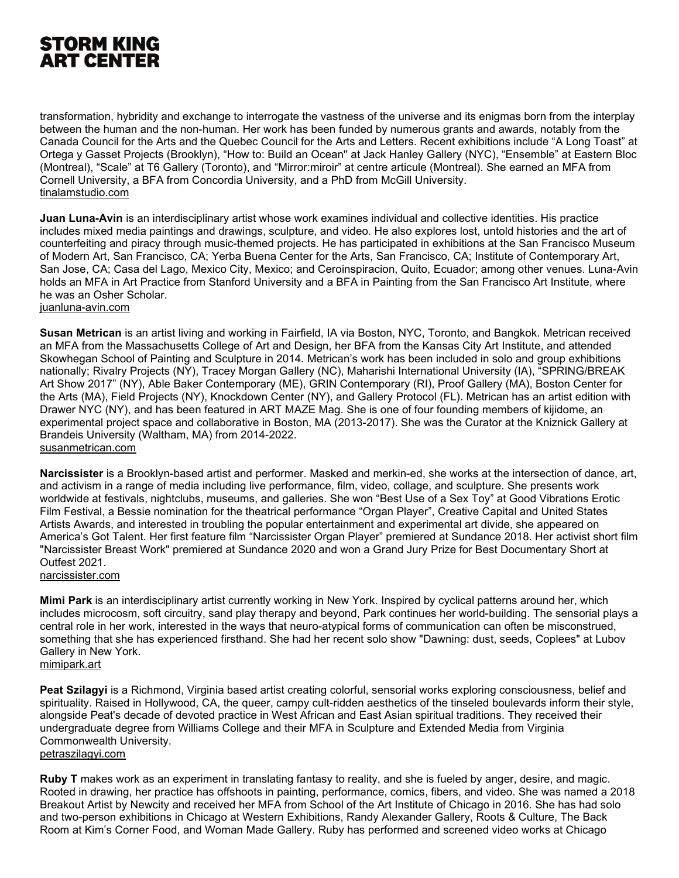transformation, hybridity and exchange to interrogate the vastness of the universe and its enigmas born from the interplay between the human and the non-human. Her work has been funded by numerous grants and awards, notably from the Canada Council for the Arts and the Quebec Council for the Arts and Letters. Recent exhibitions include "A Long Toast" at Ortega y Gasset Projects (Brooklyn), "How to: Build an Ocean" at Jack Hanley Gallery (NYC), "Ensemble" at Eastern Bloc (Montreal), "Scale" at T6 Gallery (Toronto), and "Mirror:miroir" at centre articule (Montreal). She earned an MFA from Cornell University, a BFA from Concordia University, and a PhD from McGill University.
tinalamstudio.com

**Juan Luna-Avin** is an interdisciplinary artist whose work examines individual and collective identities. His practice includes mixed media paintings and drawings, sculpture, and video. He also explores lost, untold histories and the art of counterfeiting and piracy through music-themed projects. He has participated in exhibitions at the San Francisco Museum of Modern Art, San Francisco, CA; Yerba Buena Center for the Arts, San Francisco, CA; Institute of Contemporary Art, San Jose, CA; Casa del Lago, Mexico City, Mexico; and Ceroinspiracion, Quito, Ecuador; among other venues. Luna-Avin holds an MFA in Art Practice from Stanford University and a BFA in Painting from the San Francisco Art Institute, where he was an Osher Scholar.
juanluna-avin.com

**Susan Metrican** is an artist living and working in Fairfield, IA via Boston, NYC, Toronto, and Bangkok. Metrican received an MFA from the Massachusetts College of Art and Design, her BFA from the Kansas City Art Institute, and attended Skowhegan School of Painting and Sculpture in 2014. Metrican's work has been included in solo and group exhibitions nationally; Rivalry Projects (NY), Tracey Morgan Gallery (NC), Maharishi International University (IA), "SPRING/BREAK Art Show 2017" (NY), Able Baker Contemporary (ME), GRIN Contemporary (RI), Proof Gallery (MA), Boston Center for the Arts (MA), Field Projects (NY), Knockdown Center (NY), and Gallery Protocol (FL). Metrican has an artist edition with Drawer NYC (NY), and has been featured in ART MAZE Mag. She is one of four founding members of kijidome, an experimental project space and collaborative in Boston, MA (2013-2017). She was the Curator at the Kniznick Gallery at Brandeis University (Waltham, MA) from 2014-2022.
susanmetrican.com

**Narcissister** is a Brooklyn-based artist and performer. Masked and merkin-ed, she works at the intersection of dance, art, and activism in a range of media including live performance, film, video, collage, and sculpture. She presents work worldwide at festivals, nightclubs, museums, and galleries. She won "Best Use of a Sex Toy" at Good Vibrations Erotic Film Festival, a Bessie nomination for the theatrical performance "Organ Player", Creative Capital and United States Artists Awards, and interested in troubling the popular entertainment and experimental art divide, she appeared on America's Got Talent. Her first feature film "Narcissister Organ Player" premiered at Sundance 2018. Her activist short film "Narcissister Breast Work" premiered at Sundance 2020 and won a Grand Jury Prize for Best Documentary Short at Outfest 2021.
narcissister.com

**Mimi Park** is an interdisciplinary artist currently working in New York. Inspired by cyclical patterns around her, which includes microcosm, soft circuitry, sand play therapy and beyond, Park continues her world-building. The sensorial plays a central role in her work, interested in the ways that neuro-atypical forms of communication can often be misconstrued, something that she has experienced firsthand. She had her recent solo show "Dawning: dust, seeds, Coplees" at Lubov Gallery in New York.
mimipark.art

**Peat Szilagyi** is a Richmond, Virginia based artist creating colorful, sensorial works exploring consciousness, belief and spirituality. Raised in Hollywood, CA, the queer, campy cult-ridden aesthetics of the tinseled boulevards inform their style, alongside Peat's decade of devoted practice in West African and East Asian spiritual traditions. They received their undergraduate degree from Williams College and their MFA in Sculpture and Extended Media from Virginia Commonwealth University.
petraszilagyi.com

**Ruby T** makes work as an experiment in translating fantasy to reality, and she is fueled by anger, desire, and magic. Rooted in drawing, her practice has offshoots in painting, performance, comics, fibers, and video. She was named a 2018 Breakout Artist by Newcity and received her MFA from School of the Art Institute of Chicago in 2016. She has had solo and two-person exhibitions in Chicago at Western Exhibitions, Randy Alexander Gallery, Roots & Culture, The Back Room at Kim's Corner Food, and Woman Made Gallery. Ruby has performed and screened video works at Chicago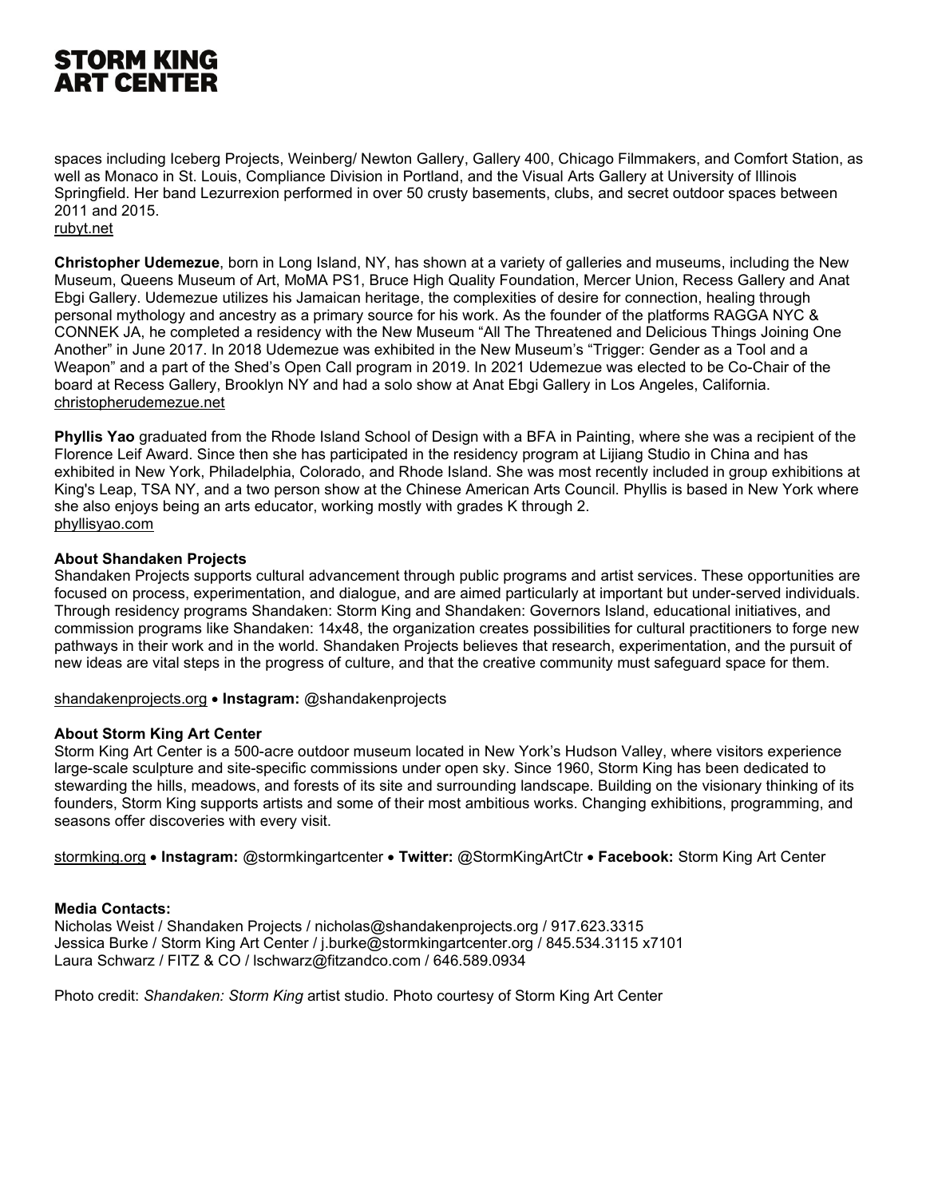spaces including Iceberg Projects, Weinberg/ Newton Gallery, Gallery 400, Chicago Filmmakers, and Comfort Station, as well as Monaco in St. Louis, Compliance Division in Portland, and the Visual Arts Gallery at University of Illinois Springfield. Her band Lezurrexion performed in over 50 crusty basements, clubs, and secret outdoor spaces between 2011 and 2015.
rubyt.net

**Christopher Udemezue**, born in Long Island, NY, has shown at a variety of galleries and museums, including the New Museum, Queens Museum of Art, MoMA PS1, Bruce High Quality Foundation, Mercer Union, Recess Gallery and Anat Ebgi Gallery. Udemezue utilizes his Jamaican heritage, the complexities of desire for connection, healing through personal mythology and ancestry as a primary source for his work. As the founder of the platforms RAGGA NYC & CONNEK JA, he completed a residency with the New Museum "All The Threatened and Delicious Things Joining One Another" in June 2017. In 2018 Udemezue was exhibited in the New Museum's "Trigger: Gender as a Tool and a Weapon" and a part of the Shed's Open Call program in 2019. In 2021 Udemezue was elected to be Co-Chair of the board at Recess Gallery, Brooklyn NY and had a solo show at Anat Ebgi Gallery in Los Angeles, California.
christopherudemezue.net

**Phyllis Yao** graduated from the Rhode Island School of Design with a BFA in Painting, where she was a recipient of the Florence Leif Award. Since then she has participated in the residency program at Lijiang Studio in China and has exhibited in New York, Philadelphia, Colorado, and Rhode Island. She was most recently included in group exhibitions at King's Leap, TSA NY, and a two person show at the Chinese American Arts Council. Phyllis is based in New York where she also enjoys being an arts educator, working mostly with grades K through 2.
phyllisyao.com

**About Shandaken Projects**
Shandaken Projects supports cultural advancement through public programs and artist services. These opportunities are focused on process, experimentation, and dialogue, and are aimed particularly at important but under-served individuals. Through residency programs Shandaken: Storm King and Shandaken: Governors Island, educational initiatives, and commission programs like Shandaken: 14x48, the organization creates possibilities for cultural practitioners to forge new pathways in their work and in the world. Shandaken Projects believes that research, experimentation, and the pursuit of new ideas are vital steps in the progress of culture, and that the creative community must safeguard space for them.

shandakenprojects.org • **Instagram:** @shandakenprojects

**About Storm King Art Center**
Storm King Art Center is a 500-acre outdoor museum located in New York's Hudson Valley, where visitors experience large-scale sculpture and site-specific commissions under open sky. Since 1960, Storm King has been dedicated to stewarding the hills, meadows, and forests of its site and surrounding landscape. Building on the visionary thinking of its founders, Storm King supports artists and some of their most ambitious works. Changing exhibitions, programming, and seasons offer discoveries with every visit.

stormking.org • **Instagram:** @stormkingartcenter • **Twitter:** @StormKingArtCtr • **Facebook:** Storm King Art Center

**Media Contacts:**
Nicholas Weist / Shandaken Projects / nicholas@shandakenprojects.org / 917.623.3315
Jessica Burke / Storm King Art Center / j.burke@stormkingartcenter.org / 845.534.3115 x7101
Laura Schwarz / FITZ & CO / lschwarz@fitzandco.com / 646.589.0934

Photo credit: *Shandaken: Storm King* artist studio. Photo courtesy of Storm King Art Center